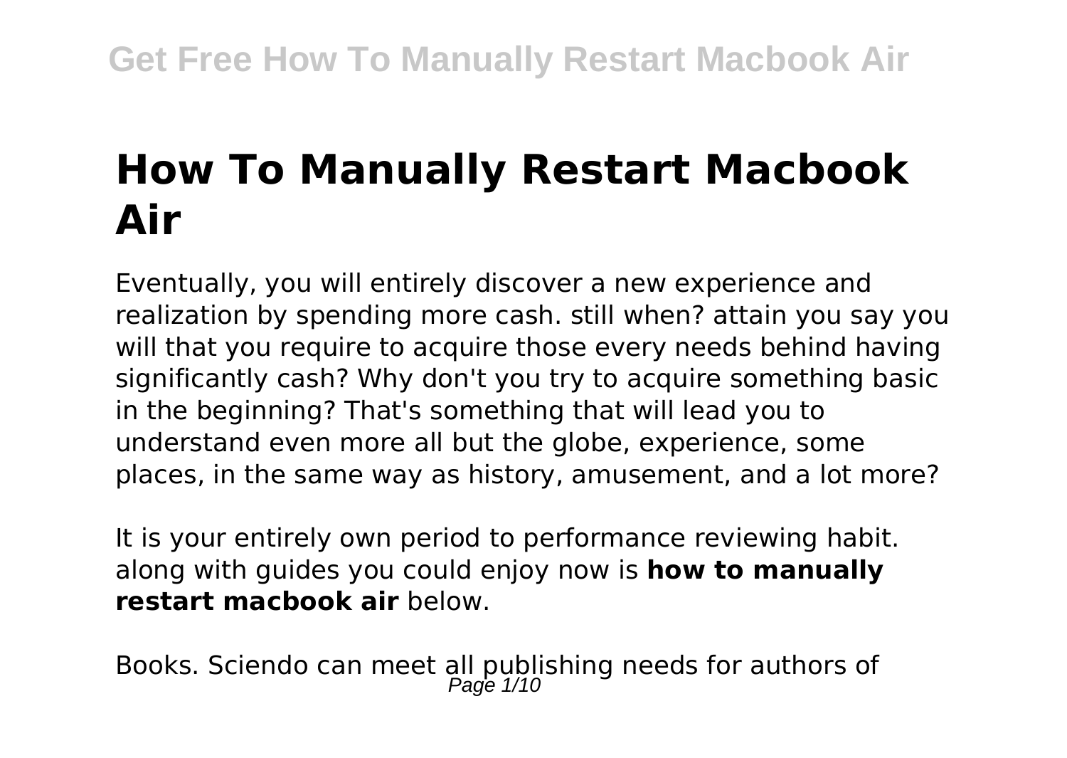# How To Manually Restart Macbook Air

Eventually, you will entirely discover a new experience and realization by spending more cash. still when? attain you say you will that you require to acquire those every needs behind having significantly cash? Why don't you try to acquire something basic in the beginning? That's something that will lead you to understand even more all but the globe, experience, some places, in the same way as history, amusement, and a lot more?

It is your entirely own period to performance reviewing habit. along with guides you could enjoy now is **how to manually restart macbook air** below.

Books. Sciendo can meet all publishing needs for authors of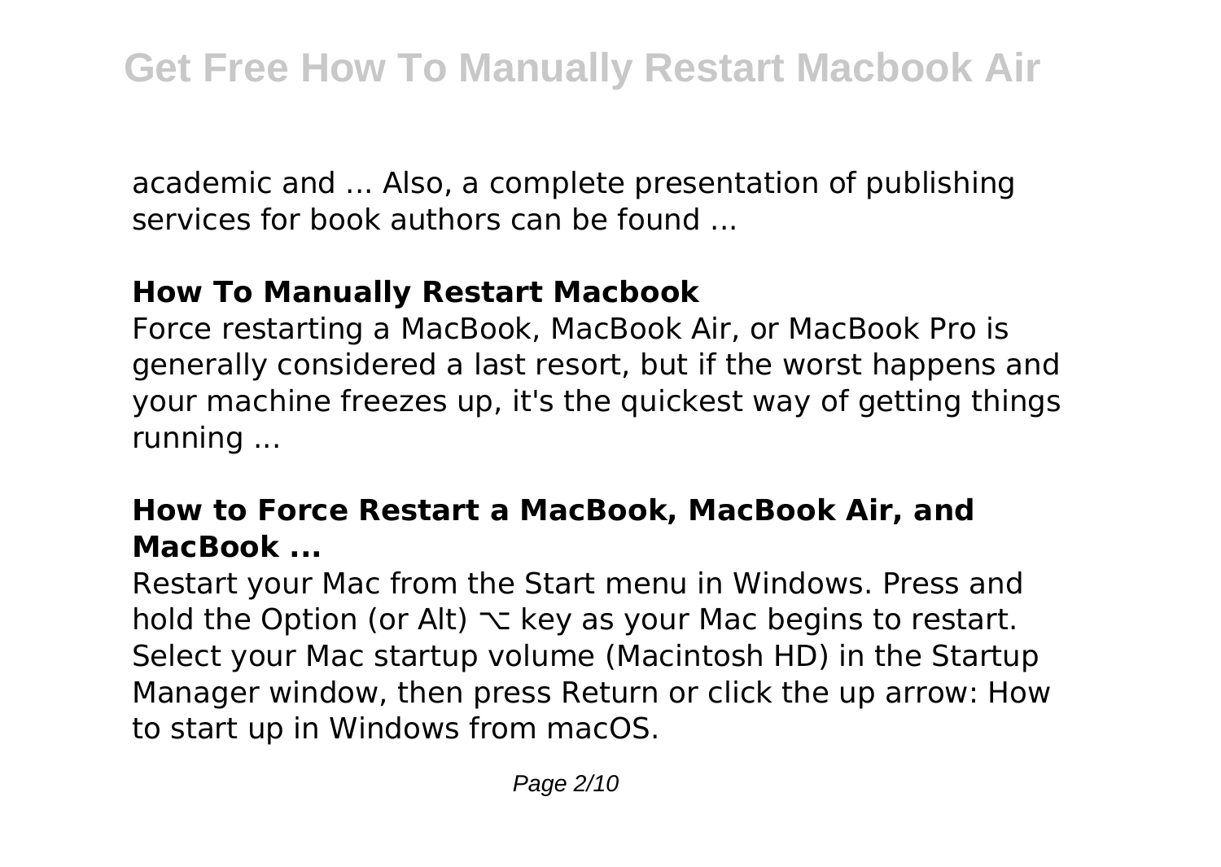academic and ... Also, a complete presentation of publishing services for book authors can be found ...

### **How To Manually Restart Macbook**

Force restarting a MacBook, MacBook Air, or MacBook Pro is generally considered a last resort, but if the worst happens and your machine freezes up, it's the quickest way of getting things running ...

### **How to Force Restart a MacBook, MacBook Air, and MacBook ...**

Restart your Mac from the Start menu in Windows. Press and hold the Option (or Alt) ⌥ key as your Mac begins to restart. Select your Mac startup volume (Macintosh HD) in the Startup Manager window, then press Return or click the up arrow: How to start up in Windows from macOS.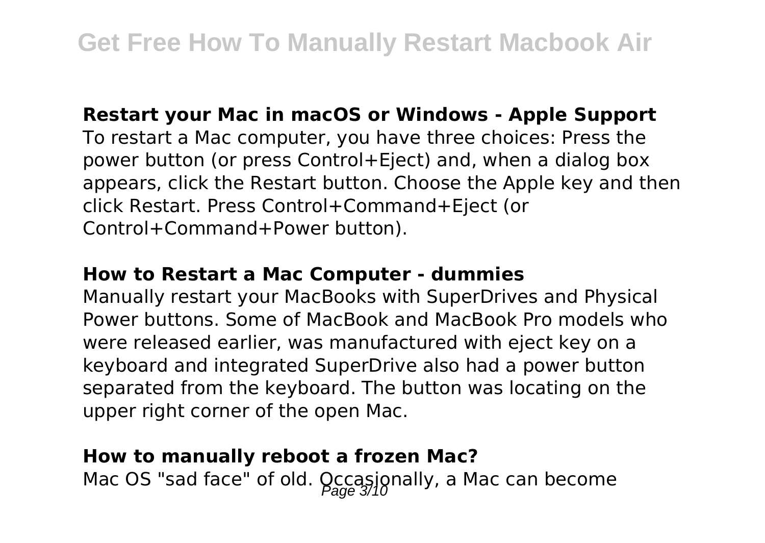**Restart your Mac in macOS or Windows - Apple Support**

To restart a Mac computer, you have three choices: Press the power button (or press Control+Eject) and, when a dialog box appears, click the Restart button. Choose the Apple key and then click Restart. Press Control+Command+Eject (or Control+Command+Power button).

**How to Restart a Mac Computer - dummies**

Manually restart your MacBooks with SuperDrives and Physical Power buttons. Some of MacBook and MacBook Pro models who were released earlier, was manufactured with eject key on a keyboard and integrated SuperDrive also had a power button separated from the keyboard. The button was locating on the upper right corner of the open Mac.

**How to manually reboot a frozen Mac?**

Mac OS "sad face" of old. Occasionally, a Mac can become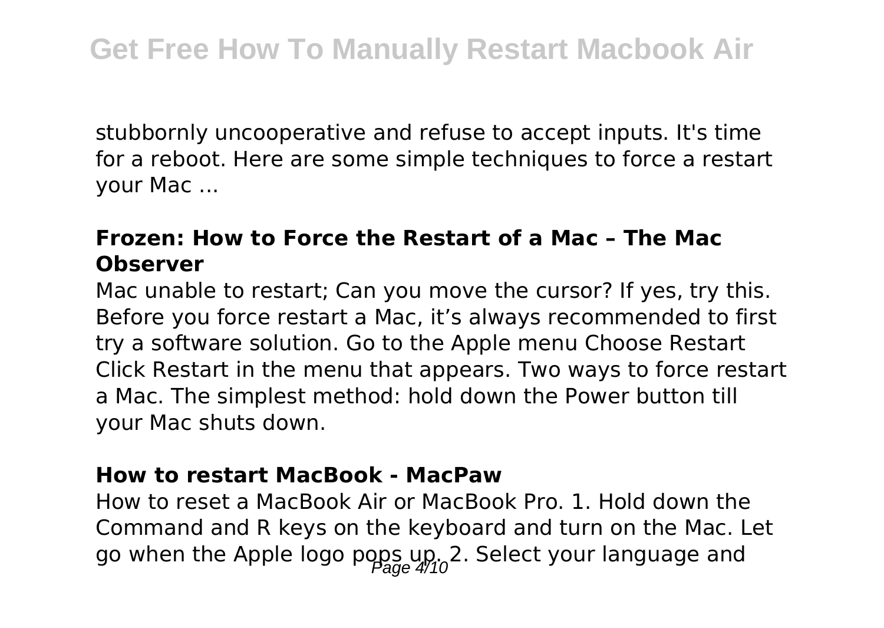stubbornly uncooperative and refuse to accept inputs. It's time for a reboot. Here are some simple techniques to force a restart your Mac ...

### Frozen: How to Force the Restart of a Mac – The Mac Observer

Mac unable to restart; Can you move the cursor? If yes, try this. Before you force restart a Mac, it’s always recommended to first try a software solution. Go to the Apple menu Choose Restart Click Restart in the menu that appears. Two ways to force restart a Mac. The simplest method: hold down the Power button till your Mac shuts down.

### How to restart MacBook - MacPaw

How to reset a MacBook Air or MacBook Pro. 1. Hold down the Command and R keys on the keyboard and turn on the Mac. Let go when the Apple logo pops up. 2. Select your language and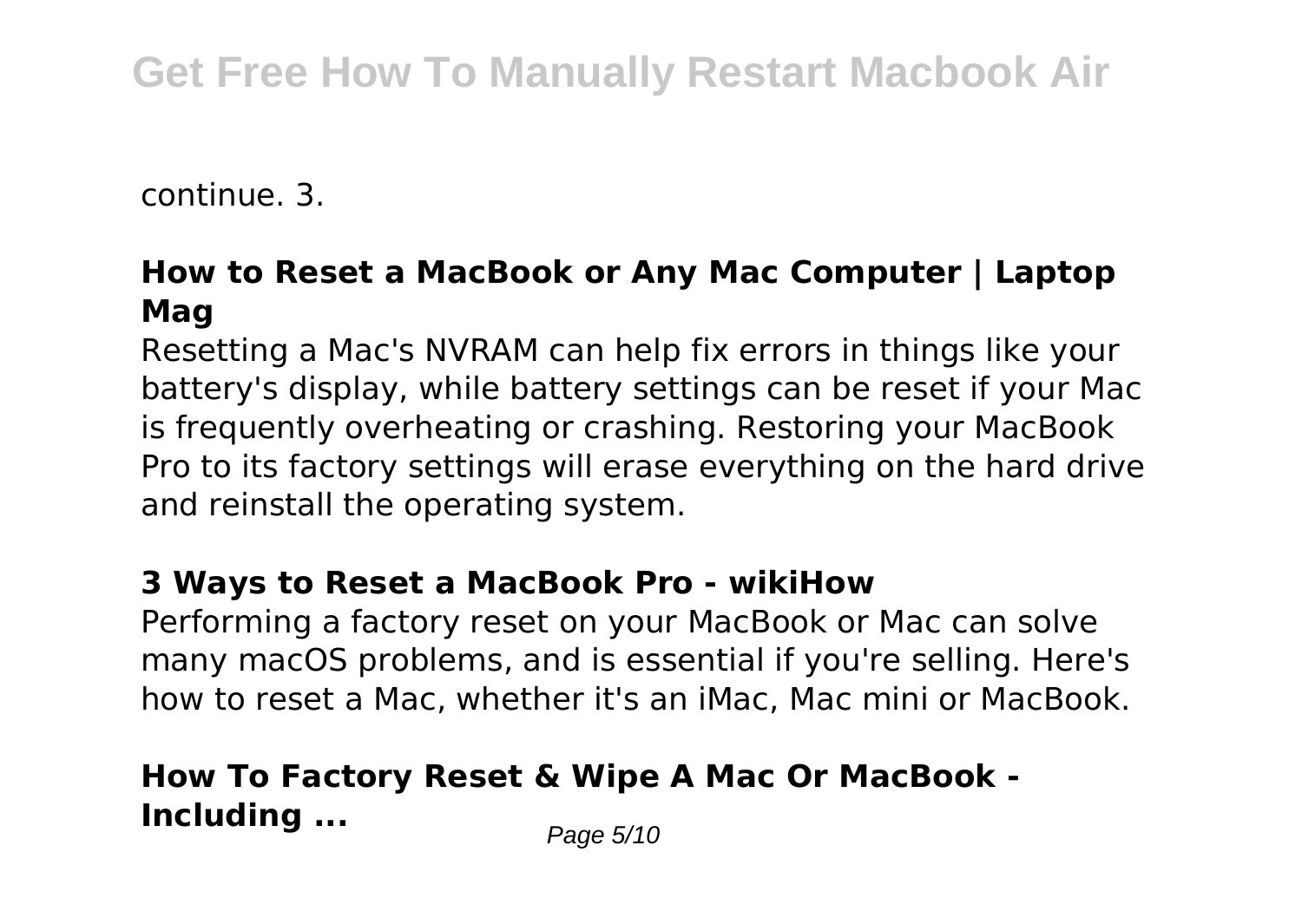continue. 3.

### How to Reset a MacBook or Any Mac Computer | Laptop Mag

Resetting a Mac's NVRAM can help fix errors in things like your battery's display, while battery settings can be reset if your Mac is frequently overheating or crashing. Restoring your MacBook Pro to its factory settings will erase everything on the hard drive and reinstall the operating system.

### 3 Ways to Reset a MacBook Pro - wikiHow

Performing a factory reset on your MacBook or Mac can solve many macOS problems, and is essential if you're selling. Here's how to reset a Mac, whether it's an iMac, Mac mini or MacBook.

### How To Factory Reset & Wipe A Mac Or MacBook - Including ...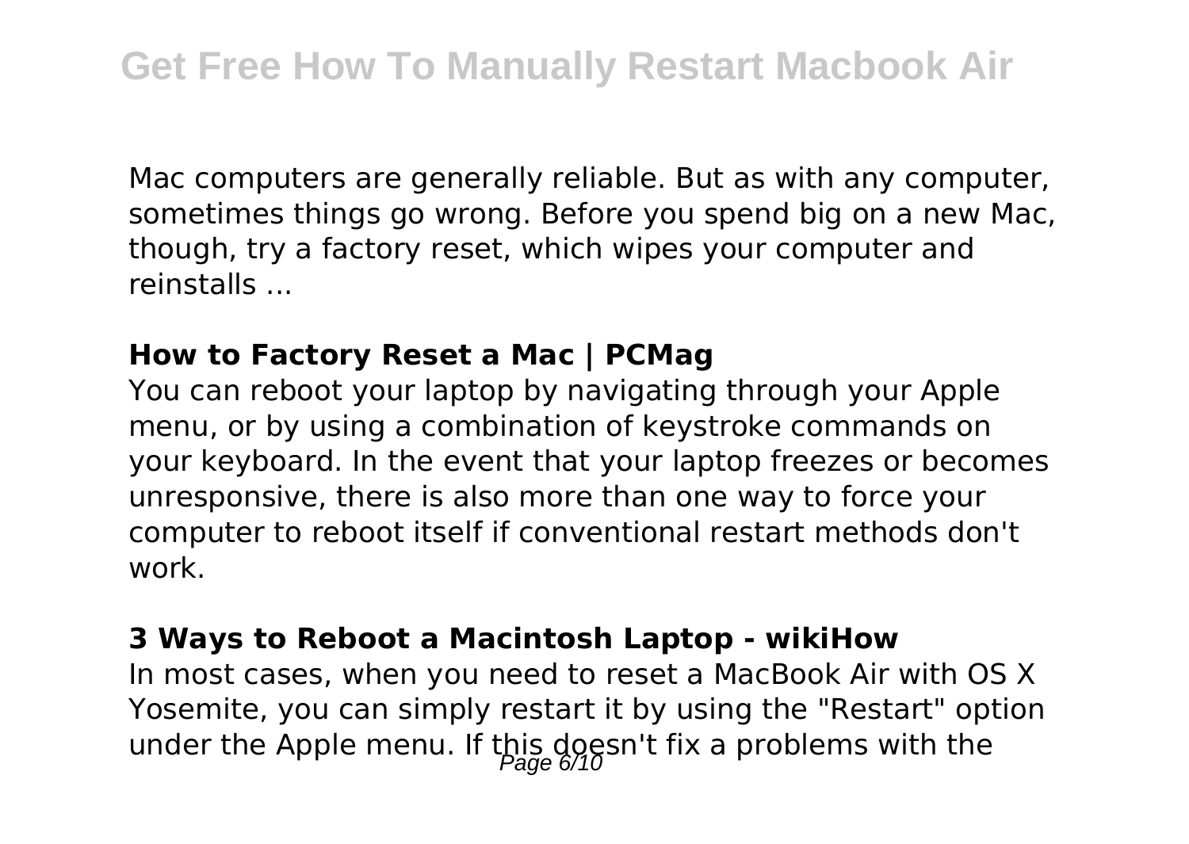Mac computers are generally reliable. But as with any computer, sometimes things go wrong. Before you spend big on a new Mac, though, try a factory reset, which wipes your computer and reinstalls ...

**How to Factory Reset a Mac | PCMag**

You can reboot your laptop by navigating through your Apple menu, or by using a combination of keystroke commands on your keyboard. In the event that your laptop freezes or becomes unresponsive, there is also more than one way to force your computer to reboot itself if conventional restart methods don't work.

**3 Ways to Reboot a Macintosh Laptop - wikiHow**

In most cases, when you need to reset a MacBook Air with OS X Yosemite, you can simply restart it by using the "Restart" option under the Apple menu. If this doesn't fix a problems with the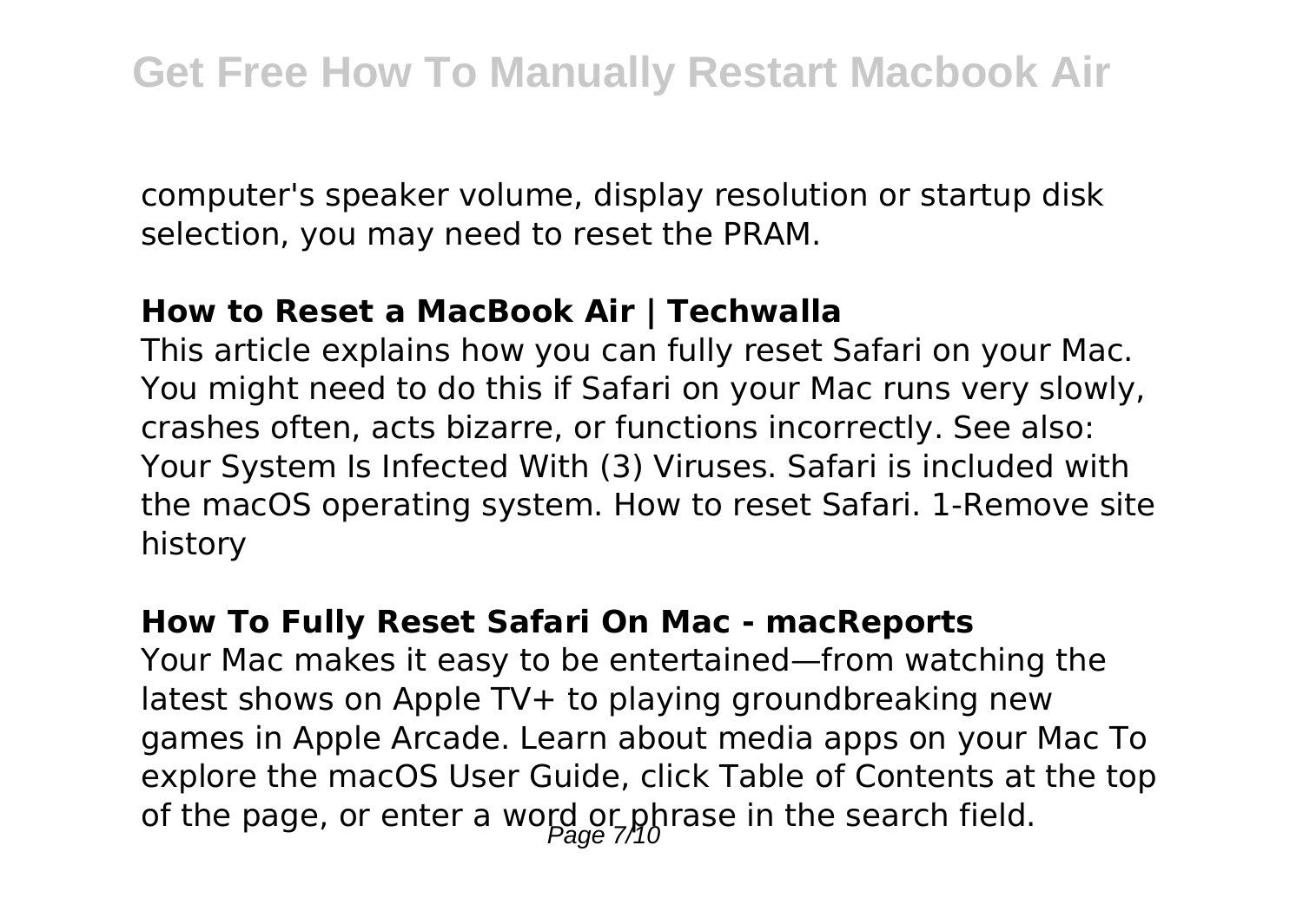computer's speaker volume, display resolution or startup disk selection, you may need to reset the PRAM.

### How to Reset a MacBook Air | Techwalla

This article explains how you can fully reset Safari on your Mac. You might need to do this if Safari on your Mac runs very slowly, crashes often, acts bizarre, or functions incorrectly. See also: Your System Is Infected With (3) Viruses. Safari is included with the macOS operating system. How to reset Safari. 1-Remove site history

### How To Fully Reset Safari On Mac - macReports

Your Mac makes it easy to be entertained—from watching the latest shows on Apple TV+ to playing groundbreaking new games in Apple Arcade. Learn about media apps on your Mac To explore the macOS User Guide, click Table of Contents at the top of the page, or enter a word or phrase in the search field.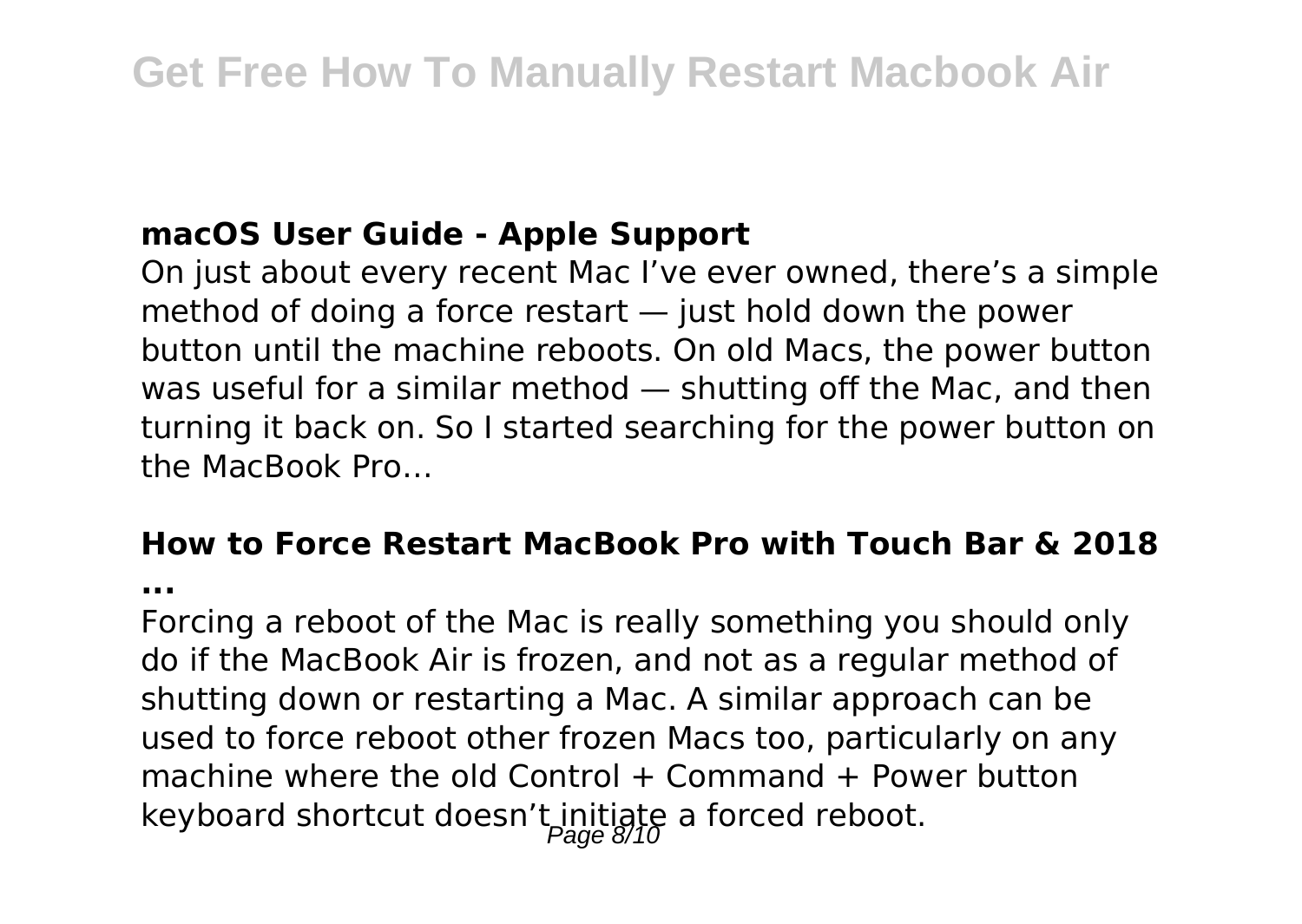### macOS User Guide - Apple Support

On just about every recent Mac I've ever owned, there's a simple method of doing a force restart — just hold down the power button until the machine reboots. On old Macs, the power button was useful for a similar method — shutting off the Mac, and then turning it back on. So I started searching for the power button on the MacBook Pro...

### How to Force Restart MacBook Pro with Touch Bar & 2018 ...

Forcing a reboot of the Mac is really something you should only do if the MacBook Air is frozen, and not as a regular method of shutting down or restarting a Mac. A similar approach can be used to force reboot other frozen Macs too, particularly on any machine where the old Control + Command + Power button keyboard shortcut doesn't initiate a forced reboot.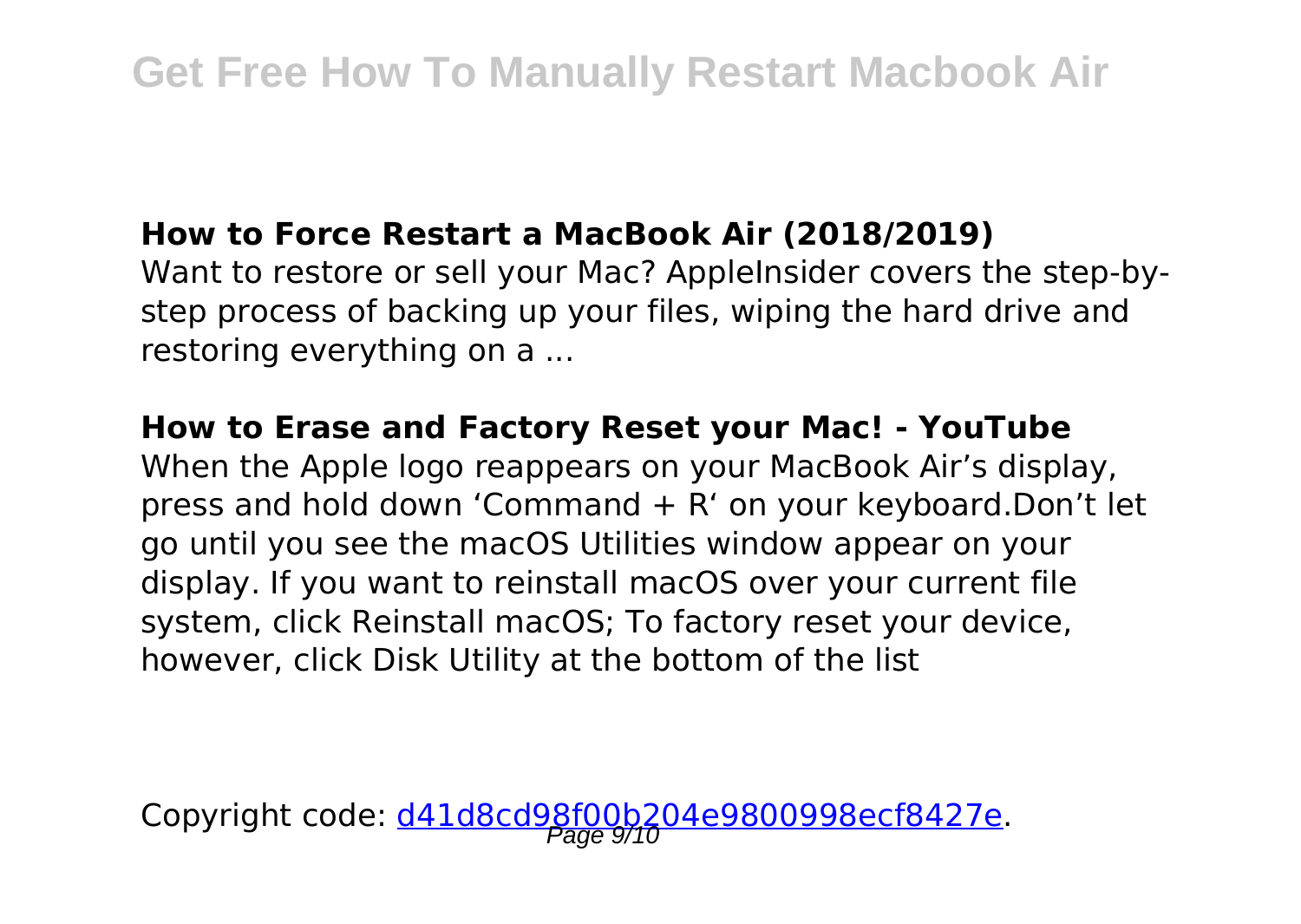**How to Force Restart a MacBook Air (2018/2019)**

Want to restore or sell your Mac? AppleInsider covers the step-by-step process of backing up your files, wiping the hard drive and restoring everything on a ...

**How to Erase and Factory Reset your Mac! - YouTube**

When the Apple logo reappears on your MacBook Air's display, press and hold down 'Command + R' on your keyboard.Don't let go until you see the macOS Utilities window appear on your display. If you want to reinstall macOS over your current file system, click Reinstall macOS; To factory reset your device, however, click Disk Utility at the bottom of the list

Copyright code: d41d8cd98f00b204e9800998ecf8427e.